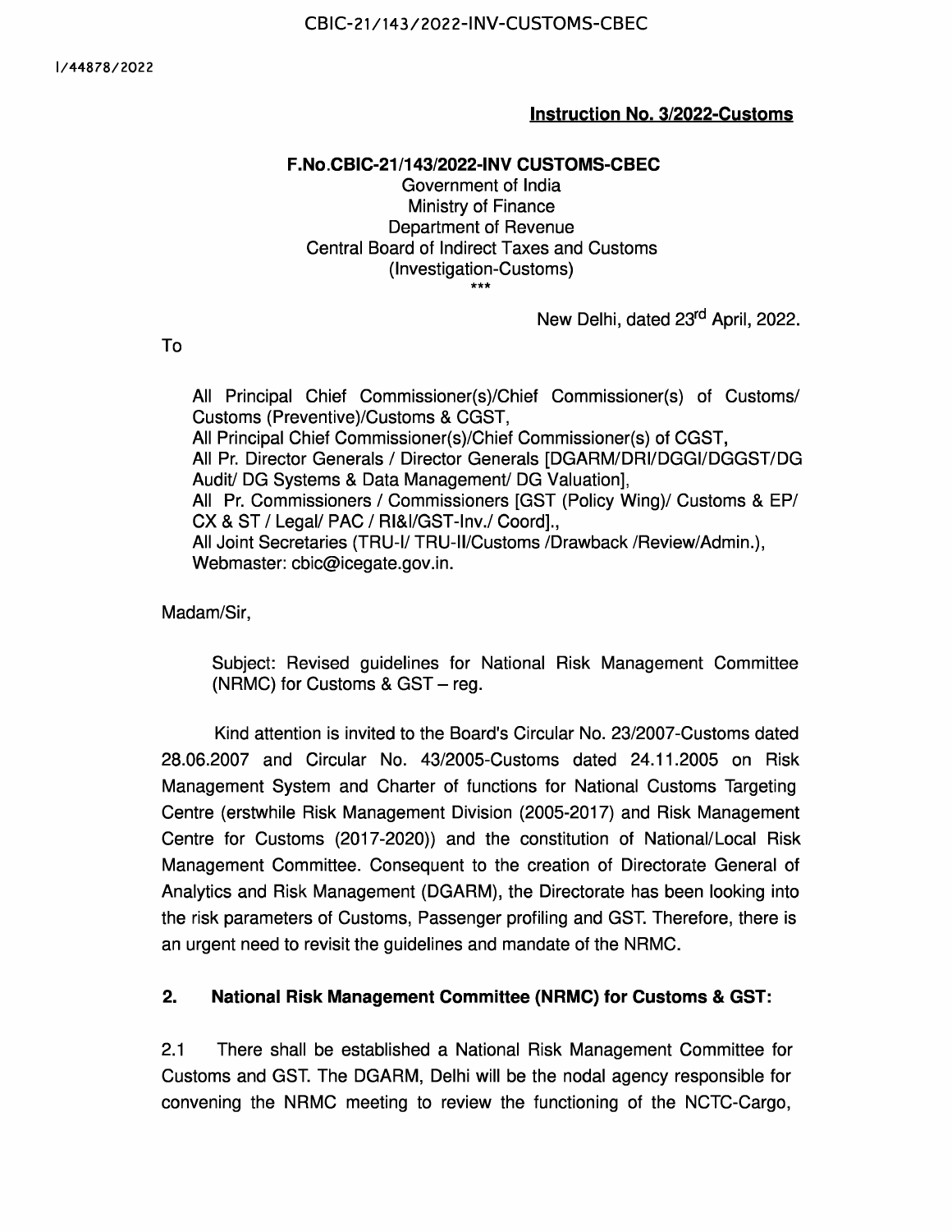CBIC-21/143/2022-INV-CUSTOMS-CBEC

I/44878/2022

**Instruction No. 3/2022-Customs**

**F.No.CBIC-21/143/2022-INV CUSTOMS-CBEC**
Government of India
Ministry of Finance
Department of Revenue
Central Board of Indirect Taxes and Customs
(Investigation-Customs)
***

New Delhi, dated 23rd April, 2022.

To

All Principal Chief Commissioner(s)/Chief Commissioner(s) of Customs/ Customs (Preventive)/Customs & CGST,
All Principal Chief Commissioner(s)/Chief Commissioner(s) of CGST,
All Pr. Director Generals / Director Generals [DGARM/DRI/DGGI/DGGST/DG Audit/ DG Systems & Data Management/ DG Valuation],
All Pr. Commissioners / Commissioners [GST (Policy Wing)/ Customs & EP/ CX & ST / Legal/ PAC / RI&I/GST-Inv./ Coord].,
All Joint Secretaries (TRU-I/ TRU-II/Customs /Drawback /Review/Admin.),
Webmaster: cbic@icegate.gov.in.

Madam/Sir,

Subject: Revised guidelines for National Risk Management Committee (NRMC) for Customs & GST – reg.

Kind attention is invited to the Board's Circular No. 23/2007-Customs dated 28.06.2007 and Circular No. 43/2005-Customs dated 24.11.2005 on Risk Management System and Charter of functions for National Customs Targeting Centre (erstwhile Risk Management Division (2005-2017) and Risk Management Centre for Customs (2017-2020)) and the constitution of National/Local Risk Management Committee. Consequent to the creation of Directorate General of Analytics and Risk Management (DGARM), the Directorate has been looking into the risk parameters of Customs, Passenger profiling and GST. Therefore, there is an urgent need to revisit the guidelines and mandate of the NRMC.

## 2. National Risk Management Committee (NRMC) for Customs & GST:

2.1 There shall be established a National Risk Management Committee for Customs and GST. The DGARM, Delhi will be the nodal agency responsible for convening the NRMC meeting to review the functioning of the NCTC-Cargo,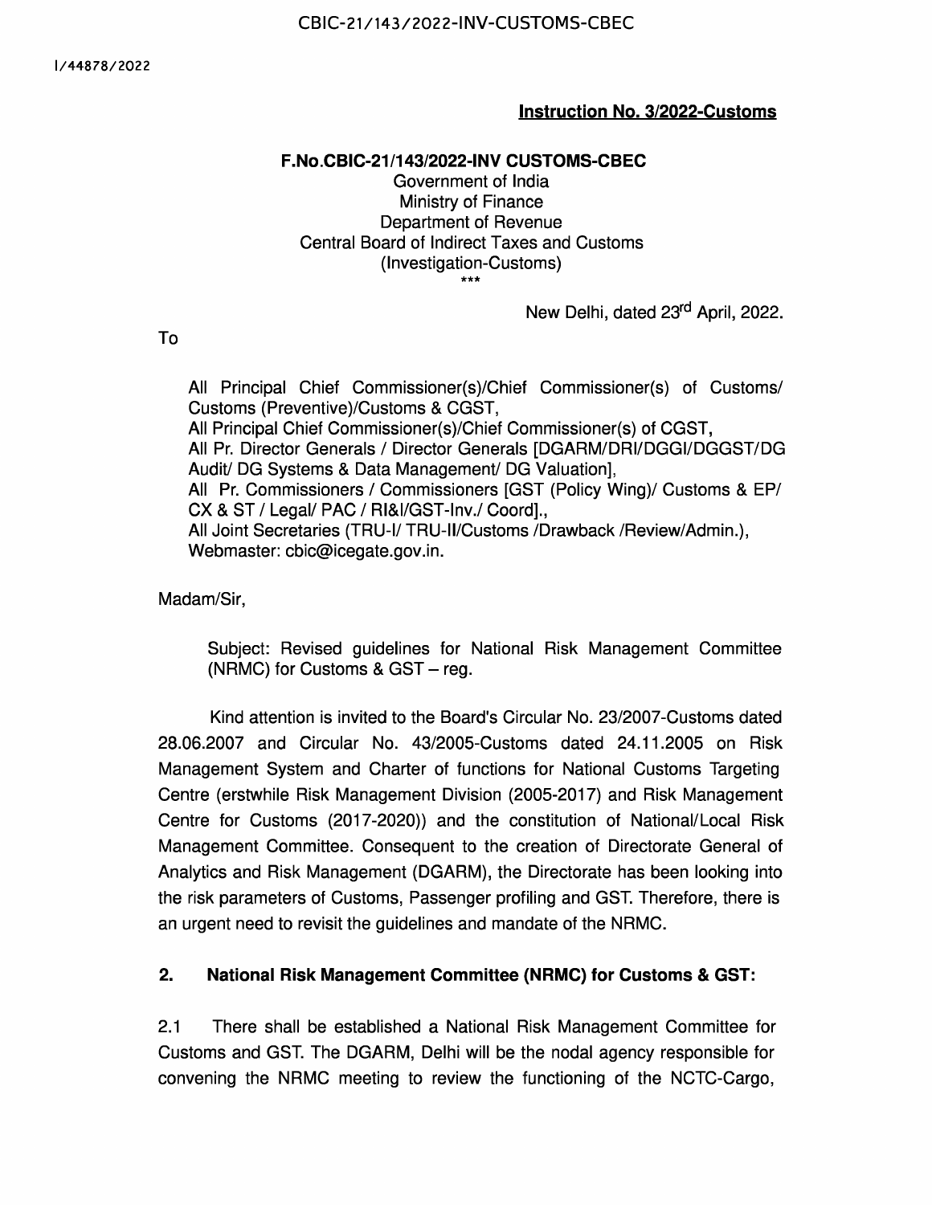## Instruction No. 3/2022-Customs

**F.No.CBIC-21/143/2022-INV CUSTOMS-CBEC**
Government of India
Ministry of Finance
Department of Revenue
Central Board of Indirect Taxes and Customs
(Investigation-Customs)
\*\*\*

New Delhi, dated 23rd April, 2022.

To

All Principal Chief Commissioner(s)/Chief Commissioner(s) of Customs/ Customs (Preventive)/Customs & CGST,
All Principal Chief Commissioner(s)/Chief Commissioner(s) of CGST,
All Pr. Director Generals / Director Generals [DGARM/DRI/DGGI/DGGST/DG Audit/ DG Systems & Data Management/ DG Valuation],
All Pr. Commissioners / Commissioners [GST (Policy Wing)/ Customs & EP/ CX & ST / Legal/ PAC / RI&I/GST-Inv./ Coord].,
All Joint Secretaries (TRU-I/ TRU-II/Customs /Drawback /Review/Admin.),
Webmaster: cbic@icegate.gov.in.

Madam/Sir,

Subject: Revised guidelines for National Risk Management Committee (NRMC) for Customs & GST – reg.

Kind attention is invited to the Board's Circular No. 23/2007-Customs dated 28.06.2007 and Circular No. 43/2005-Customs dated 24.11.2005 on Risk Management System and Charter of functions for National Customs Targeting Centre (erstwhile Risk Management Division (2005-2017) and Risk Management Centre for Customs (2017-2020)) and the constitution of National/Local Risk Management Committee. Consequent to the creation of Directorate General of Analytics and Risk Management (DGARM), the Directorate has been looking into the risk parameters of Customs, Passenger profiling and GST. Therefore, there is an urgent need to revisit the guidelines and mandate of the NRMC.

**2. National Risk Management Committee (NRMC) for Customs & GST:**

2.1 There shall be established a National Risk Management Committee for Customs and GST. The DGARM, Delhi will be the nodal agency responsible for convening the NRMC meeting to review the functioning of the NCTC-Cargo,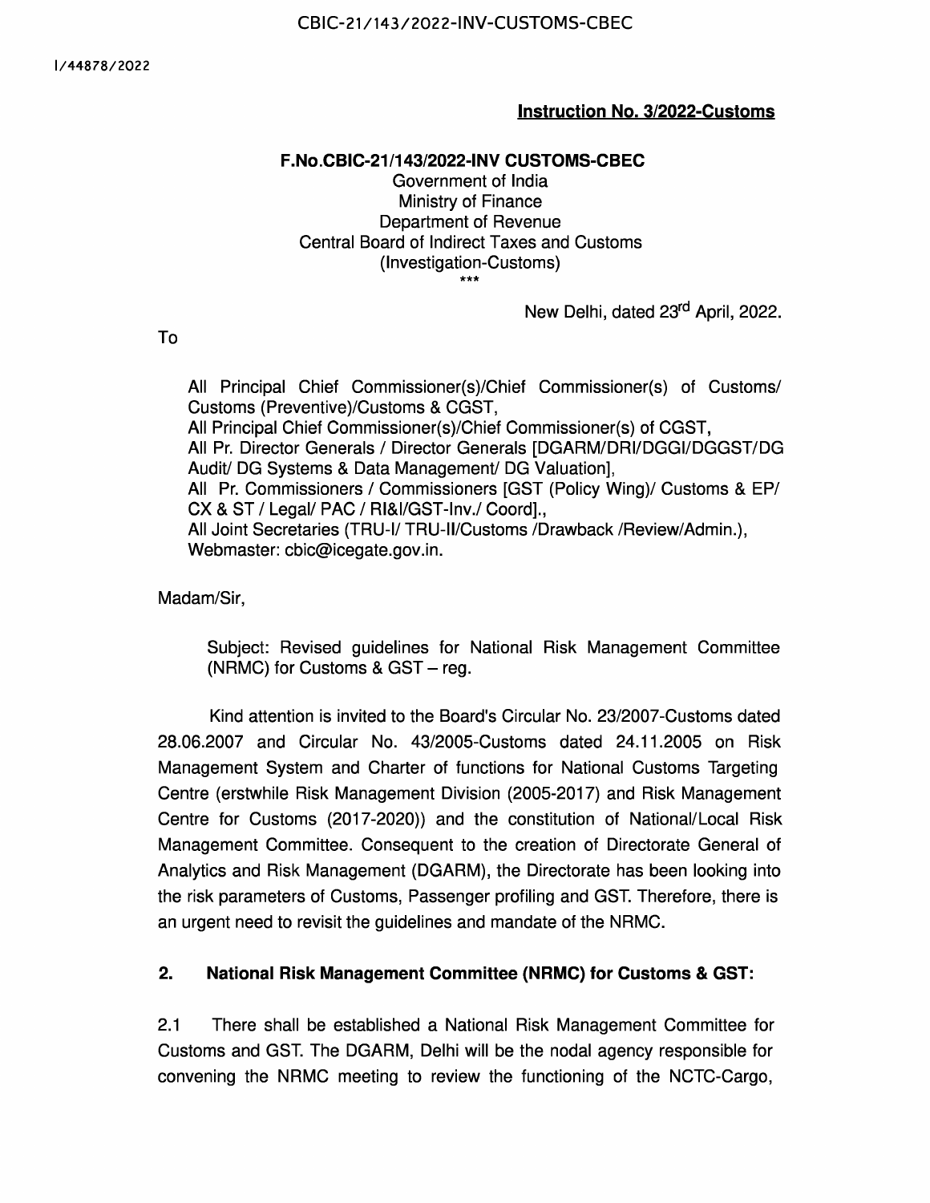**Instruction No. 3/2022-Customs**

**F.No.CBIC-21/143/2022-INV CUSTOMS-CBEC**

Government of India
Ministry of Finance
Department of Revenue
Central Board of Indirect Taxes and Customs
(Investigation-Customs)
***

New Delhi, dated 23rd April, 2022.

To

All Principal Chief Commissioner(s)/Chief Commissioner(s) of Customs/ Customs (Preventive)/Customs & CGST,
All Principal Chief Commissioner(s)/Chief Commissioner(s) of CGST,
All Pr. Director Generals / Director Generals [DGARM/DRI/DGGI/DGGST/DG Audit/ DG Systems & Data Management/ DG Valuation],
All Pr. Commissioners / Commissioners [GST (Policy Wing)/ Customs & EP/ CX & ST / Legal/ PAC / RI&I/GST-Inv./ Coord].,
All Joint Secretaries (TRU-I/ TRU-II/Customs /Drawback /Review/Admin.),
Webmaster: cbic@icegate.gov.in.

Madam/Sir,

Subject: Revised guidelines for National Risk Management Committee (NRMC) for Customs & GST – reg.

Kind attention is invited to the Board's Circular No. 23/2007-Customs dated 28.06.2007 and Circular No. 43/2005-Customs dated 24.11.2005 on Risk Management System and Charter of functions for National Customs Targeting Centre (erstwhile Risk Management Division (2005-2017) and Risk Management Centre for Customs (2017-2020)) and the constitution of National/Local Risk Management Committee. Consequent to the creation of Directorate General of Analytics and Risk Management (DGARM), the Directorate has been looking into the risk parameters of Customs, Passenger profiling and GST. Therefore, there is an urgent need to revisit the guidelines and mandate of the NRMC.

## 2. National Risk Management Committee (NRMC) for Customs & GST:

2.1 There shall be established a National Risk Management Committee for Customs and GST. The DGARM, Delhi will be the nodal agency responsible for convening the NRMC meeting to review the functioning of the NCTC-Cargo,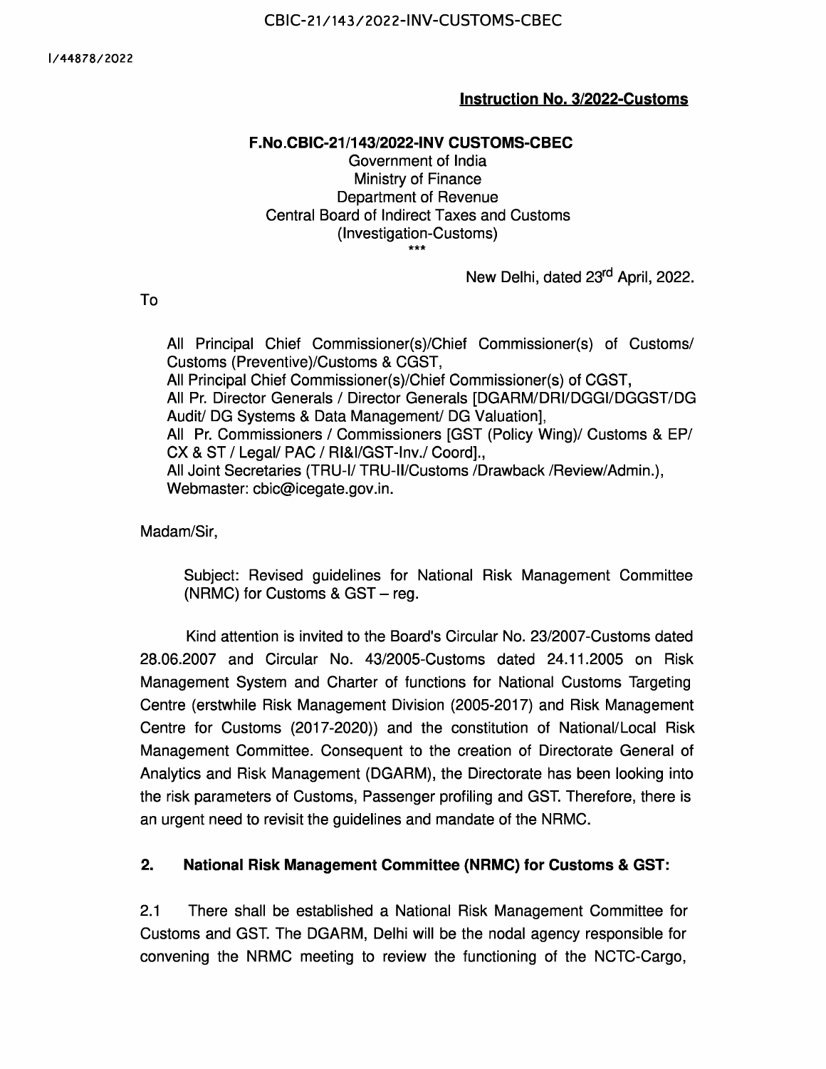I/44878/2022

**Instruction No. 3/2022-Customs**

**F.No.CBIC-21/143/2022-INV CUSTOMS-CBEC**
Government of India
Ministry of Finance
Department of Revenue
Central Board of Indirect Taxes and Customs
(Investigation-Customs)
\*\*\*

New Delhi, dated 23rd April, 2022.

To

All Principal Chief Commissioner(s)/Chief Commissioner(s) of Customs/ Customs (Preventive)/Customs & CGST,
All Principal Chief Commissioner(s)/Chief Commissioner(s) of CGST,
All Pr. Director Generals / Director Generals [DGARM/DRI/DGGI/DGGST/DG Audit/ DG Systems & Data Management/ DG Valuation],
All Pr. Commissioners / Commissioners [GST (Policy Wing)/ Customs & EP/ CX & ST / Legal/ PAC / RI&I/GST-Inv./ Coord].,
All Joint Secretaries (TRU-I/ TRU-II/Customs /Drawback /Review/Admin.),
Webmaster: cbic@icegate.gov.in.

Madam/Sir,

Subject: Revised guidelines for National Risk Management Committee (NRMC) for Customs & GST – reg.

Kind attention is invited to the Board's Circular No. 23/2007-Customs dated 28.06.2007 and Circular No. 43/2005-Customs dated 24.11.2005 on Risk Management System and Charter of functions for National Customs Targeting Centre (erstwhile Risk Management Division (2005-2017) and Risk Management Centre for Customs (2017-2020)) and the constitution of National/Local Risk Management Committee. Consequent to the creation of Directorate General of Analytics and Risk Management (DGARM), the Directorate has been looking into the risk parameters of Customs, Passenger profiling and GST. Therefore, there is an urgent need to revisit the guidelines and mandate of the NRMC.

## 2. National Risk Management Committee (NRMC) for Customs & GST:

2.1 There shall be established a National Risk Management Committee for Customs and GST. The DGARM, Delhi will be the nodal agency responsible for convening the NRMC meeting to review the functioning of the NCTC-Cargo,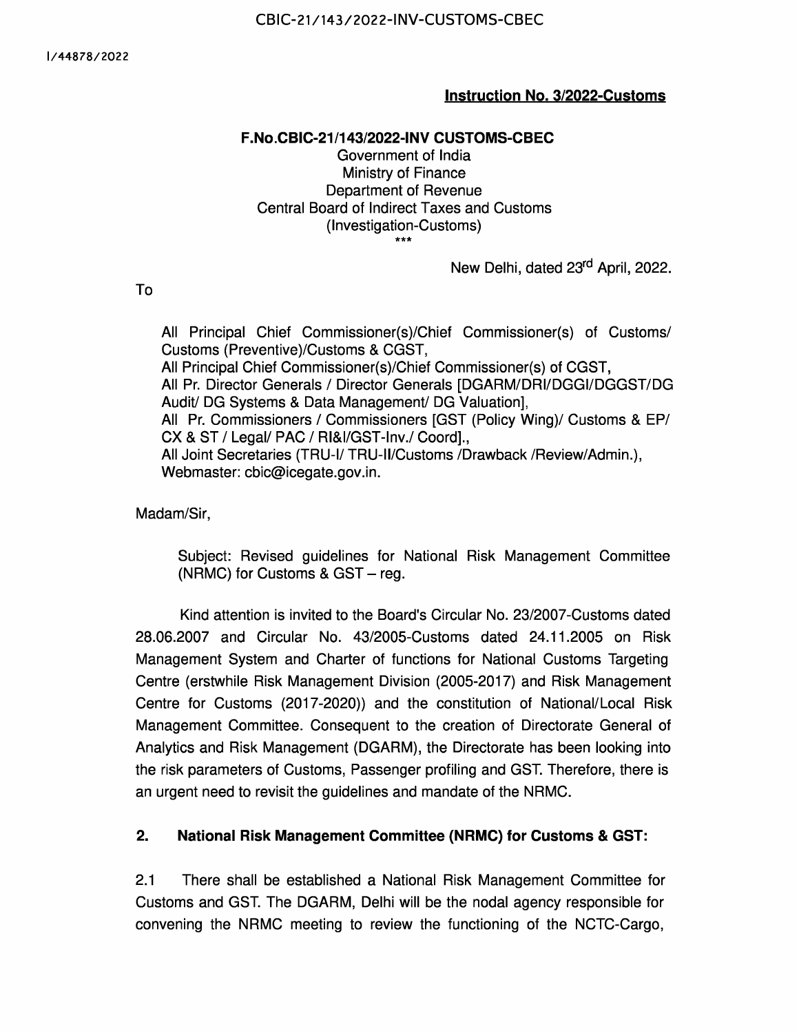I/44878/2022

**Instruction No. 3/2022-Customs**

**F.No.CBIC-21/143/2022-INV CUSTOMS-CBEC**
Government of India
Ministry of Finance
Department of Revenue
Central Board of Indirect Taxes and Customs
(Investigation-Customs)
\*\*\*

New Delhi, dated 23rd April, 2022.

To

All Principal Chief Commissioner(s)/Chief Commissioner(s) of Customs/ Customs (Preventive)/Customs & CGST,
All Principal Chief Commissioner(s)/Chief Commissioner(s) of CGST,
All Pr. Director Generals / Director Generals [DGARM/DRI/DGGI/DGGST/DG Audit/ DG Systems & Data Management/ DG Valuation],
All Pr. Commissioners / Commissioners [GST (Policy Wing)/ Customs & EP/ CX & ST / Legal/ PAC / RI&I/GST-Inv./ Coord].,
All Joint Secretaries (TRU-I/ TRU-II/Customs /Drawback /Review/Admin.),
Webmaster: cbic@icegate.gov.in.

Madam/Sir,

Subject: Revised guidelines for National Risk Management Committee (NRMC) for Customs & GST – reg.

Kind attention is invited to the Board's Circular No. 23/2007-Customs dated 28.06.2007 and Circular No. 43/2005-Customs dated 24.11.2005 on Risk Management System and Charter of functions for National Customs Targeting Centre (erstwhile Risk Management Division (2005-2017) and Risk Management Centre for Customs (2017-2020)) and the constitution of National/Local Risk Management Committee. Consequent to the creation of Directorate General of Analytics and Risk Management (DGARM), the Directorate has been looking into the risk parameters of Customs, Passenger profiling and GST. Therefore, there is an urgent need to revisit the guidelines and mandate of the NRMC.

**2. National Risk Management Committee (NRMC) for Customs & GST:**

2.1 There shall be established a National Risk Management Committee for Customs and GST. The DGARM, Delhi will be the nodal agency responsible for convening the NRMC meeting to review the functioning of the NCTC-Cargo,